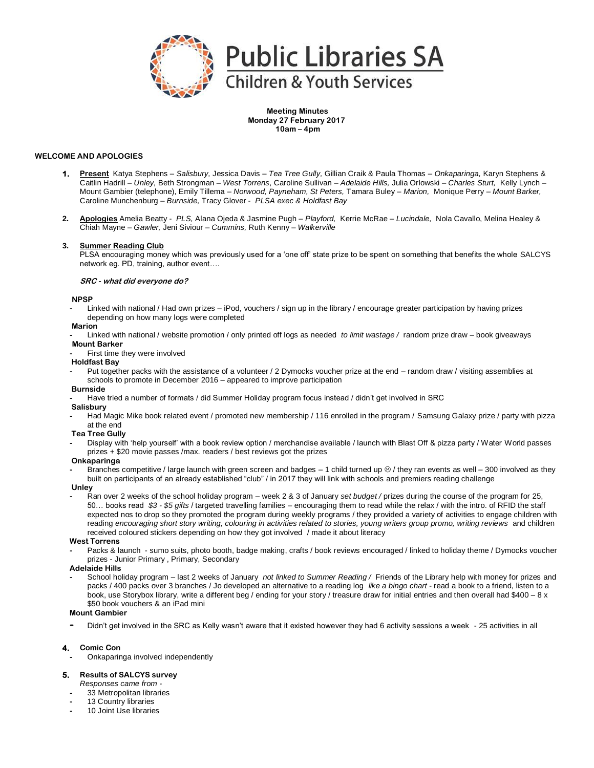# Public Libraries SA

## Children & Youth Services

**Meeting Minutes**
**Monday 27 February 2017**
**10am – 4pm**

### WELCOME AND APOLOGIES

1. **Present** Katya Stephens – *Salisbury,* Jessica Davis – *Tea Tree Gully,* Gillian Craik & Paula Thomas – *Onkaparinga,* Karyn Stephens & Caitlin Hadrill – *Unley,* Beth Strongman – *West Torrens*, Caroline Sullivan – *Adelaide Hills,* Julia Orlowski – *Charles Sturt,* Kelly Lynch – Mount Gambier (telephone), Emily Tillema – *Norwood, Payneham, St Peters,* Tamara Buley – *Marion,* Monique Perry – *Mount Barker,* Caroline Munchenburg – *Burnside,* Tracy Glover - *PLSA exec & Holdfast Bay*

2. **Apologies** Amelia Beatty - *PLS,* Alana Ojeda & Jasmine Pugh – *Playford,* Kerrie McRae – *Lucindale,* Nola Cavallo, Melina Healey & Chiah Mayne – *Gawler,* Jeni Siviour – *Cummins,* Ruth Kenny – *Walkerville*

3. **Summer Reading Club**
PLSA encouraging money which was previously used for a 'one off' state prize to be spent on something that benefits the whole SALCYS network eg. PD, training, author event….

***SRC - what did everyone do?***

**NPSP**
- Linked with national / Had own prizes – iPod, vouchers / sign up in the library / encourage greater participation by having prizes depending on how many logs were completed

**Marion**
- Linked with national / website promotion / only printed off logs as needed *to limit wastage /* random prize draw – book giveaways

**Mount Barker**
- First time they were involved

**Holdfast Bay**
- Put together packs with the assistance of a volunteer / 2 Dymocks voucher prize at the end – random draw / visiting assemblies at schools to promote in December 2016 – appeared to improve participation

**Burnside**
- Have tried a number of formats / did Summer Holiday program focus instead / didn't get involved in SRC

**Salisbury**
- Had Magic Mike book related event / promoted new membership / 116 enrolled in the program / Samsung Galaxy prize / party with pizza at the end

**Tea Tree Gully**
- Display with 'help yourself' with a book review option / merchandise available / launch with Blast Off & pizza party / Water World passes prizes + $20 movie passes /max. readers / best reviews got the prizes

**Onkaparinga**
- Branches competitive / large launch with green screen and badges – 1 child turned up ☹ / they ran events as well – 300 involved as they built on participants of an already established "club" / in 2017 they will link with schools and premiers reading challenge

**Unley**
- Ran over 2 weeks of the school holiday program – week 2 & 3 of January *set budget /* prizes during the course of the program for 25, 50… books read *$3 - $5 gifts* / targeted travelling families – encouraging them to read while the relax / with the intro. of RFID the staff expected nos to drop so they promoted the program during weekly programs / they provided a variety of activities to engage children with reading *encouraging short story writing, colouring in activities related to stories, young writers group promo, writing reviews* and children received coloured stickers depending on how they got involved / made it about literacy

**West Torrens**
- Packs & launch - sumo suits, photo booth, badge making, crafts / book reviews encouraged / linked to holiday theme / Dymocks voucher prizes - Junior Primary , Primary, Secondary

**Adelaide Hills**
- School holiday program – last 2 weeks of January *not linked to Summer Reading /* Friends of the Library help with money for prizes and packs / 400 packs over 3 branches / Jo developed an alternative to a reading log *like a bingo chart* - read a book to a friend, listen to a book, use Storybox library, write a different beg / ending for your story / treasure draw for initial entries and then overall had $400 – 8 x $50 book vouchers & an iPad mini

**Mount Gambier**
- Didn't get involved in the SRC as Kelly wasn't aware that it existed however they had 6 activity sessions a week - 25 activities in all

4. **Comic Con**
- Onkaparinga involved independently

5. **Results of SALCYS survey**
*Responses came from -*
- 33 Metropolitan libraries
- 13 Country libraries
- 10 Joint Use libraries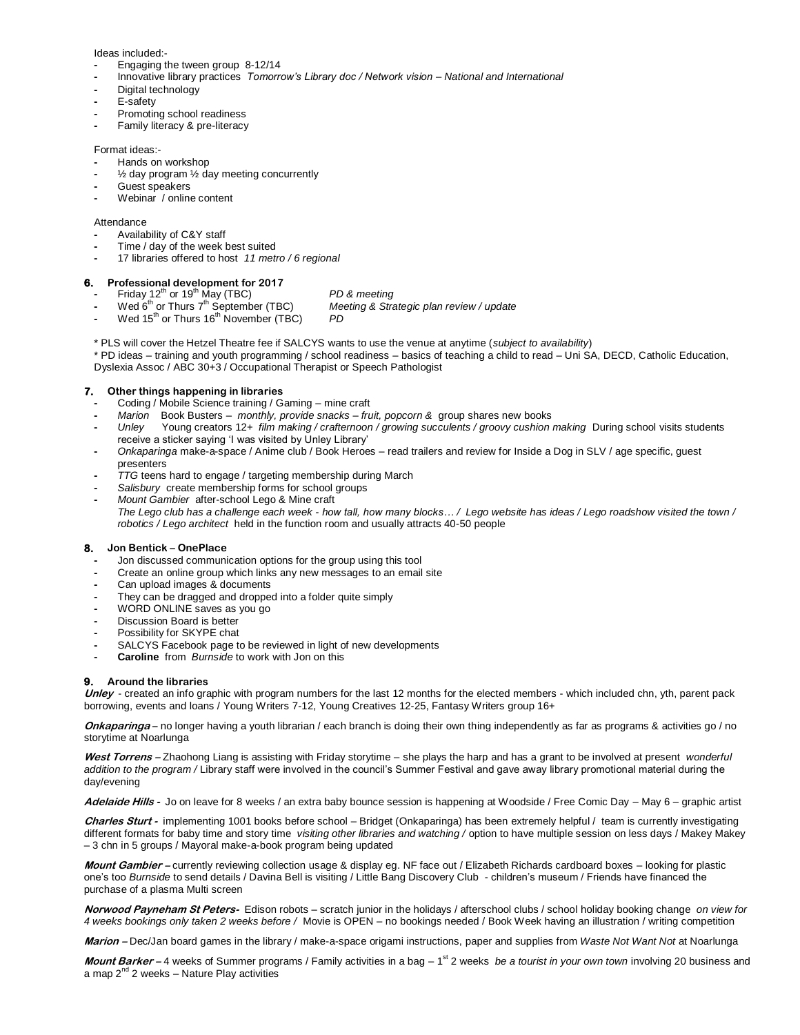Ideas included:-

- Engaging the tween group 8-12/14
- Innovative library practices *Tomorrow's Library doc / Network vision – National and International*
- Digital technology
- E-safety
- Promoting school readiness
- Family literacy & pre-literacy

Format ideas:-

- Hands on workshop
- ½ day program ½ day meeting concurrently
- Guest speakers
- Webinar / online content

Attendance

- Availability of C&Y staff
- Time / day of the week best suited
- 17 libraries offered to host *11 metro / 6 regional*

### 6. Professional development for 2017

- Friday 12th or 19th May (TBC) *PD & meeting*
- Wed 6th or Thurs 7th September (TBC) *Meeting & Strategic plan review / update*
- Wed 15th or Thurs 16th November (TBC) *PD*

\* PLS will cover the Hetzel Theatre fee if SALCYS wants to use the venue at anytime (*subject to availability*)

\* PD ideas – training and youth programming / school readiness – basics of teaching a child to read – Uni SA, DECD, Catholic Education, Dyslexia Assoc / ABC 30+3 / Occupational Therapist or Speech Pathologist

### 7. Other things happening in libraries

- Coding / Mobile Science training / Gaming – mine craft
- *Marion* Book Busters – *monthly, provide snacks – fruit, popcorn &* group shares new books
- *Unley* Young creators 12+ *film making / crafternoon / growing succulents / groovy cushion making* During school visits students receive a sticker saying 'I was visited by Unley Library'
- *Onkaparinga* make-a-space / Anime club / Book Heroes – read trailers and review for Inside a Dog in SLV / age specific, guest presenters
- *TTG* teens hard to engage / targeting membership during March
- *Salisbury* create membership forms for school groups
- *Mount Gambier* after-school Lego & Mine craft
  *The Lego club has a challenge each week - how tall, how many blocks… / Lego website has ideas / Lego roadshow visited the town / robotics / Lego architect* held in the function room and usually attracts 40-50 people

### 8. Jon Bentick – OnePlace

- Jon discussed communication options for the group using this tool
- Create an online group which links any new messages to an email site
- Can upload images & documents
- They can be dragged and dropped into a folder quite simply
- WORD ONLINE saves as you go
- Discussion Board is better
- Possibility for SKYPE chat
- SALCYS Facebook page to be reviewed in light of new developments
- **Caroline** from *Burnside* to work with Jon on this

### 9. Around the libraries

***Unley*** - created an info graphic with program numbers for the last 12 months for the elected members - which included chn, yth, parent pack borrowing, events and loans / Young Writers 7-12, Young Creatives 12-25, Fantasy Writers group 16+

***Onkaparinga*** – no longer having a youth librarian / each branch is doing their own thing independently as far as programs & activities go / no storytime at Noarlunga

***West Torrens*** – Zhaohong Liang is assisting with Friday storytime – she plays the harp and has a grant to be involved at present *wonderful addition to the program /* Library staff were involved in the council's Summer Festival and gave away library promotional material during the day/evening

***Adelaide Hills*** - Jo on leave for 8 weeks / an extra baby bounce session is happening at Woodside / Free Comic Day – May 6 – graphic artist

***Charles Sturt*** - implementing 1001 books before school – Bridget (Onkaparinga) has been extremely helpful / team is currently investigating different formats for baby time and story time *visiting other libraries and watching /* option to have multiple session on less days / Makey Makey – 3 chn in 5 groups / Mayoral make-a-book program being updated

***Mount Gambier*** – currently reviewing collection usage & display eg. NF face out / Elizabeth Richards cardboard boxes – looking for plastic one's too *Burnside* to send details / Davina Bell is visiting / Little Bang Discovery Club - children's museum / Friends have financed the purchase of a plasma Multi screen

***Norwood Payneham St Peters*** - Edison robots – scratch junior in the holidays / afterschool clubs / school holiday booking change *on view for 4 weeks bookings only taken 2 weeks before /* Movie is OPEN – no bookings needed / Book Week having an illustration / writing competition

***Marion*** – Dec/Jan board games in the library / make-a-space origami instructions, paper and supplies from *Waste Not Want Not* at Noarlunga

***Mount Barker*** – 4 weeks of Summer programs / Family activities in a bag – 1st 2 weeks *be a tourist in your own town* involving 20 business and a map 2nd 2 weeks – Nature Play activities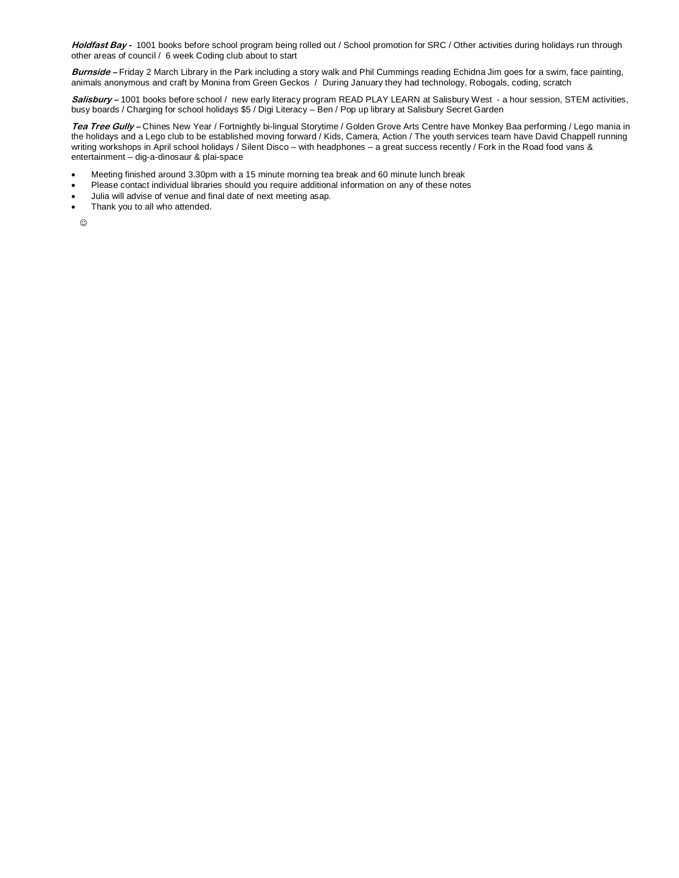***Holdfast Bay -*** 1001 books before school program being rolled out / School promotion for SRC / Other activities during holidays run through other areas of council / 6 week Coding club about to start

***Burnside –*** Friday 2 March Library in the Park including a story walk and Phil Cummings reading Echidna Jim goes for a swim, face painting, animals anonymous and craft by Monina from Green Geckos / During January they had technology, Robogals, coding, scratch

***Salisbury –*** 1001 books before school / new early literacy program READ PLAY LEARN at Salisbury West - a hour session, STEM activities, busy boards / Charging for school holidays $5 / Digi Literacy – Ben / Pop up library at Salisbury Secret Garden

***Tea Tree Gully –*** Chines New Year / Fortnightly bi-lingual Storytime / Golden Grove Arts Centre have Monkey Baa performing / Lego mania in the holidays and a Lego club to be established moving forward / Kids, Camera, Action / The youth services team have David Chappell running writing workshops in April school holidays / Silent Disco – with headphones – a great success recently / Fork in the Road food vans & entertainment – dig-a-dinosaur & plai-space

- Meeting finished around 3.30pm with a 15 minute morning tea break and 60 minute lunch break
- Please contact individual libraries should you require additional information on any of these notes
- Julia will advise of venue and final date of next meeting asap.
- Thank you to all who attended.

☺